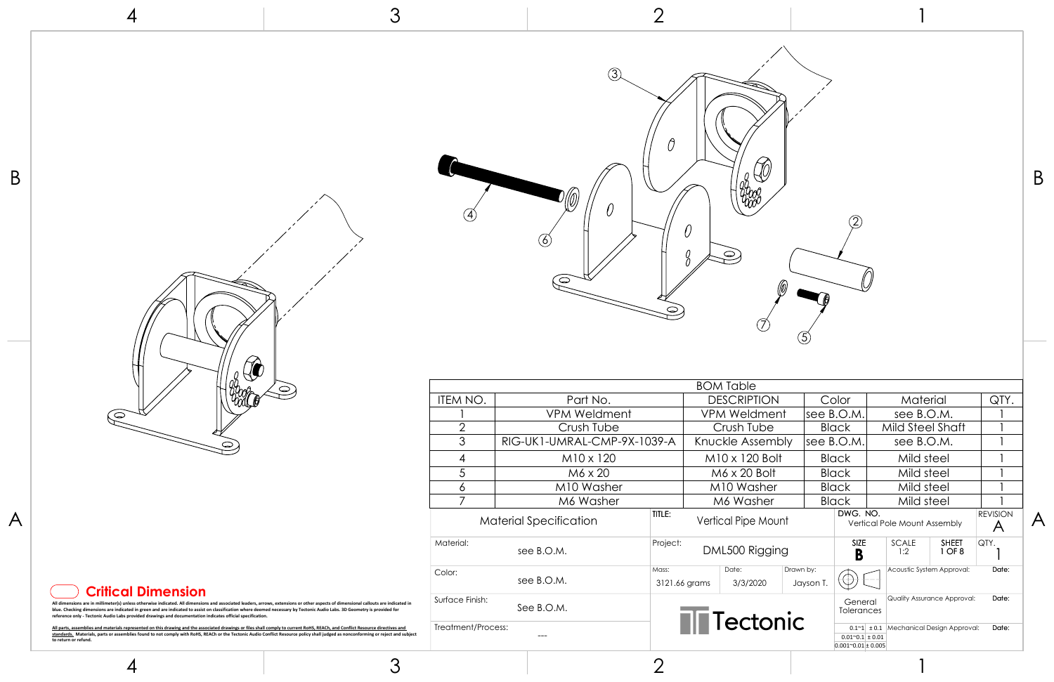## BOM Table

| ITEM NO. | Part No. | DESCRIPTION | Color | Material | QTY. |
|---|---|---|---|---|---|
| 1 | VPM Weldment | VPM Weldment | see B.O.M. | see B.O.M. | 1 |
| 2 | Crush Tube | Crush Tube | Black | Mild Steel Shaft | 1 |
| 3 | RIG-UK1-UMRAL-CMP-9X-1039-A | Knuckle Assembly | see B.O.M. | see B.O.M. | 1 |
| 4 | M10 x 120 | M10 x 120 Bolt | Black | Mild steel | 1 |
| 5 | M6 x 20 | M6 x 20 Bolt | Black | Mild steel | 1 |
| 6 | M10 Washer | M10 Washer | Black | Mild steel | 1 |
| 7 | M6 Washer | M6 Washer | Black | Mild steel | 1 |

| Material Specification | |
|---|---|
| Material: | see B.O.M. |
| Color: | see B.O.M. |
| Surface Finish: | See B.O.M. |
| Treatment/Process: | --- |

**TITLE:** Vertical Pipe Mount

**Project:** DML500 Rigging

**Mass:** 3121.66 grams | **Date:** 3/3/2020 | **Drawn by:** Jayson T.

**DWG. NO.** Vertical Pole Mount Assembly

**REVISION:** A

**SIZE:** B | **SCALE:** 1:2 | **SHEET:** 1 OF 8 | **QTY.:** 1

| General Tolerances | |
|---|---|
| 0.1~1 | ± 0.1 |
| 0.01~0.1 | ± 0.01 |
| 0.001~0.01 | ± 0.005 |

| Approval | Date: |
|---|---|
| Acoustic System Approval: | |
| Quality Assurance Approval: | |
| Mechanical Design Approval: | |

Tectonic

**Critical Dimension**

All dimensions are in millimeter(s) unless otherwise indicated. All dimensions and associated leaders, arrows, extensions or other aspects of dimensional callouts are indicated in blue. Checking dimensions are indicated in green and are indicated to assist on classification where deemed necessary by Tectonic Audio Labs. 3D Geometry is provided for reference only - Tectonic Audio Labs provided drawings and documentation indicates official specification.

All parts, assemblies and materials represented on this drawing and the associated drawings or files shall comply to current RoHS, REACh, and Conflict Resource directives and standards. Materials, parts or assemblies found to not comply with RoHS, REACh or the Tectonic Audio Conflict Resource policy shall judged as nonconforming or reject and subject to return or refund.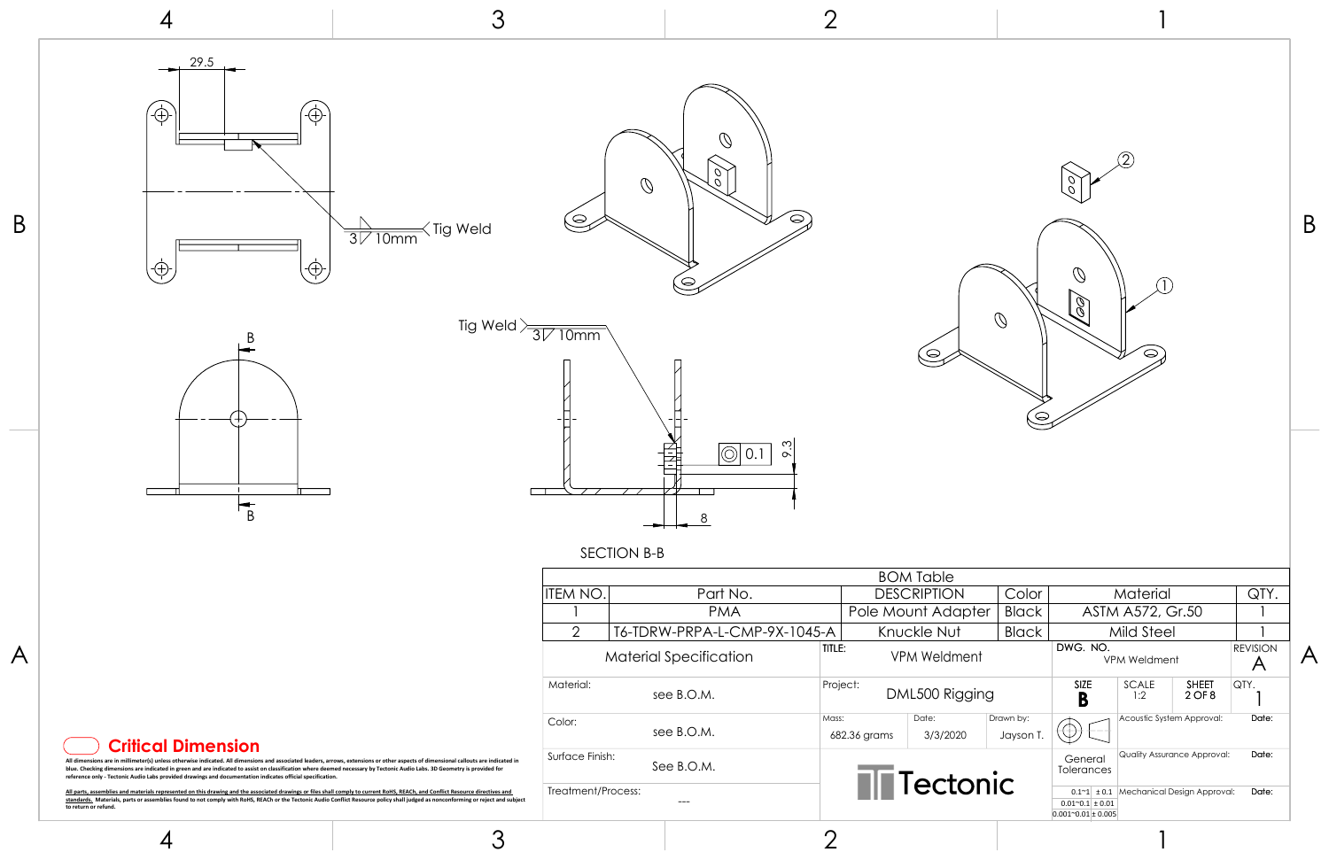29.5

3 10mm Tig Weld

Tig Weld 3 10mm

0.1

9.3

8

SECTION B-B

| BOM Table | | | | | |
|---|---|---|---|---|---|
| ITEM NO. | Part No. | DESCRIPTION | Color | Material | QTY. |
| 1 | PMA | Pole Mount Adapter | Black | ASTM A572, Gr.50 | 1 |
| 2 | T6-TDRW-PRPA-L-CMP-9X-1045-A | Knuckle Nut | Black | Mild Steel | 1 |

| Material Specification | TITLE: VPM Weldment | DWG. NO. VPM Weldment | REVISION A |
|---|---|---|---|
| Material: see B.O.M. | Project: DML500 Rigging | SIZE B / SCALE 1:2 / SHEET 2 OF 8 | QTY. 1 |
| Color: see B.O.M. | Mass: 682.36 grams / Date: 3/3/2020 / Drawn by: Jayson T. | | Acoustic System Approval: / Date: |
| Surface Finish: See B.O.M. | Tectonic | General Tolerances | Quality Assurance Approval: / Date: |
| Treatment/Process: --- | | 0.1~1 ± 0.1 / 0.01~0.1 ± 0.01 / 0.001~0.01 ± 0.005 | Mechanical Design Approval: / Date: |

**Critical Dimension**

All dimensions are in millimeter(s) unless otherwise indicated. All dimensions and associated leaders, arrows, extensions or other aspects of dimensional callouts are indicated in blue. Checking dimensions are indicated in green and are indicated to assist on classification where deemed necessary by Tectonic Audio Labs. 3D Geometry is provided for reference only - Tectonic Audio Labs provided drawings and documentation indicates official specification.

All parts, assemblies and materials represented on this drawing and the associated drawings or files shall comply to current RoHS, REACh, and Conflict Resource directives and standards. Materials, parts or assemblies found to not comply with RoHS, REACh or the Tectonic Audio Conflict Resource policy shall judged as nonconforming or reject and subject to return or refund.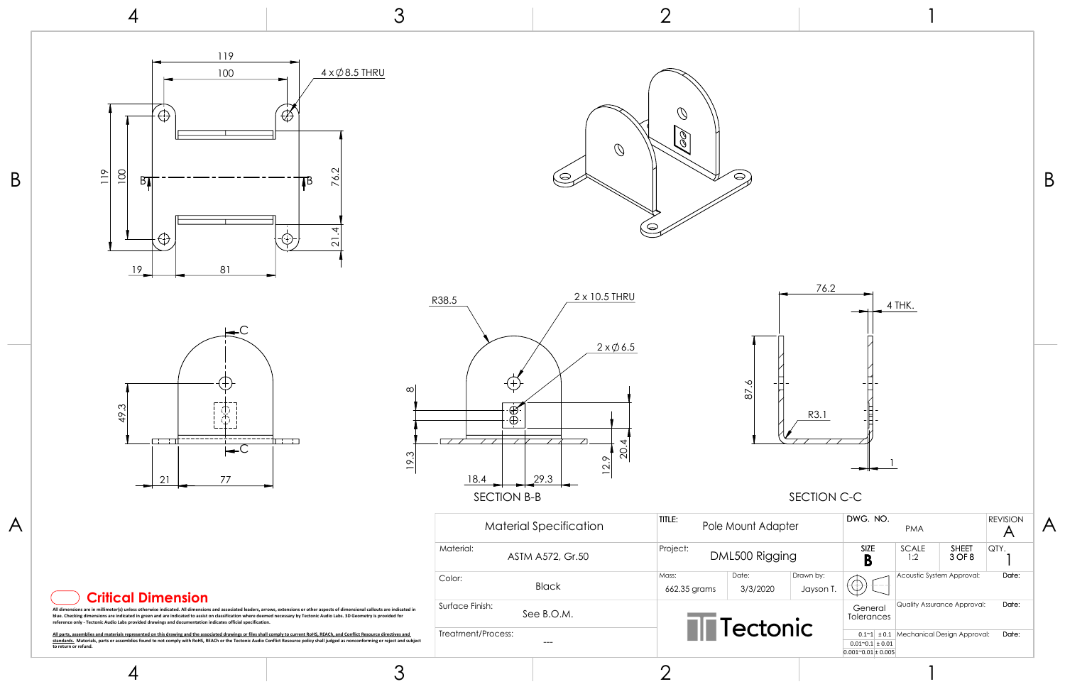SECTION B-B

SECTION C-C

| Material Specification | |
|---|---|
| Material: | ASTM A572, Gr.50 |
| Color: | Black |
| Surface Finish: | See B.O.M. |
| Treatment/Process: | --- |

| TITLE: | Pole Mount Adapter | | DWG. NO. | PMA | | REVISION A |
|---|---|---|---|---|---|---|
| Project: | DML500 Rigging | | SIZE B | SCALE 1:2 | SHEET 3 OF 8 | QTY. 1 |
| Mass: 662.35 grams | Date: 3/3/2020 | Drawn by: Jayson T. | | Acoustic System Approval: | | Date: |
| Tectonic | | | General Tolerances | Quality Assurance Approval: | | Date: |
| | | | 0.1~1 ± 0.1; 0.01~0.1 ± 0.01; 0.001~0.01 ± 0.005 | Mechanical Design Approval: | | Date: |

**Critical Dimension**

All dimensions are in millimeter(s) unless otherwise indicated. All dimensions and associated leaders, arrows, extensions or other aspects of dimensional callouts are indicated in blue. Checking dimensions are indicated in green and are indicated to assist on classification where deemed necessary by Tectonic Audio Labs. 3D Geometry is provided for reference only - Tectonic Audio Labs provided drawings and documentation indicates official specification.

All parts, assemblies and materials represented on this drawing and the associated drawings or files shall comply to current RoHS, REACh, and Conflict Resource directives and standards. Materials, parts or assemblies found to not comply with RoHS, REACh or the Tectonic Audio Conflict Resource policy shall judged as nonconforming or reject and subject to return or refund.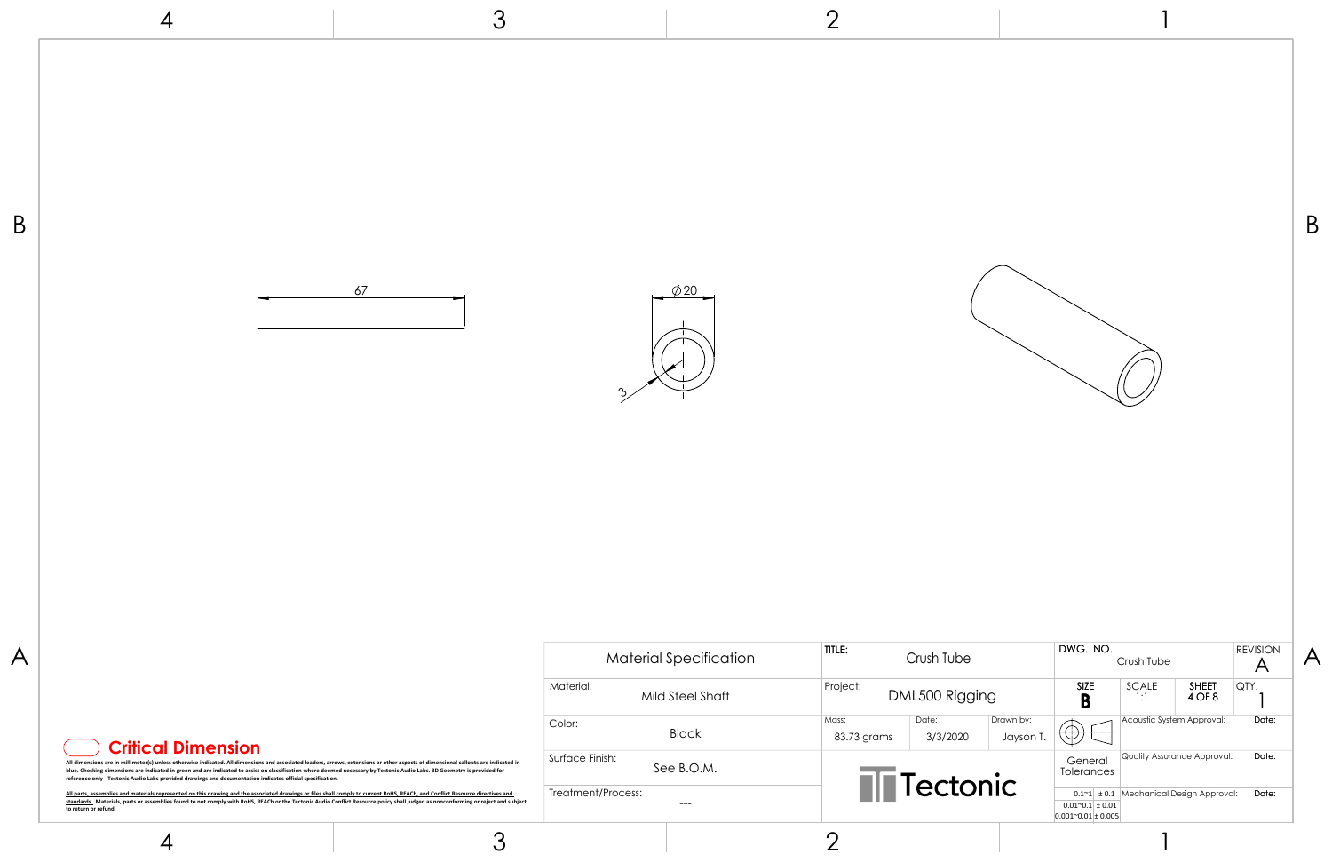67

$\phi$20

3

| Material Specification | |
|---|---|
| Material: | Mild Steel Shaft |
| Color: | Black |
| Surface Finish: | See B.O.M. |
| Treatment/Process: | --- |

| TITLE: | Crush Tube | |
|---|---|---|
| Project: | DML500 Rigging | |
| Mass: 83.73 grams | Date: 3/3/2020 | Drawn by: Jayson T. |

Tectonic

| DWG. NO. | Crush Tube | | REVISION A |
|---|---|---|---|
| SIZE B | SCALE 1:1 | SHEET 4 OF 8 | QTY. 1 |
| | Acoustic System Approval: | | Date: |
| General Tolerances | Quality Assurance Approval: | | Date: |
| | Mechanical Design Approval: | | Date: |

| General Tolerances | |
|---|---|
| 0.1~1 | ± 0.1 |
| 0.01~0.1 | ± 0.01 |
| 0.001~0.01 | ± 0.005 |

**Critical Dimension**

All dimensions are in millimeter(s) unless otherwise indicated. All dimensions and associated leaders, arrows, extensions or other aspects of dimensional callouts are indicated in blue. Checking dimensions are indicated in green and are indicated to assist on classification where deemed necessary by Tectonic Audio Labs. 3D Geometry is provided for reference only - Tectonic Audio Labs provided drawings and documentation indicates official specification.

All parts, assemblies and materials represented on this drawing and the associated drawings or files shall comply to current RoHS, REACh, and Conflict Resource directives and standards. Materials, parts or assemblies found to not comply with RoHS, REACh or the Tectonic Audio Conflict Resource policy shall judged as nonconforming or reject and subject to return or refund.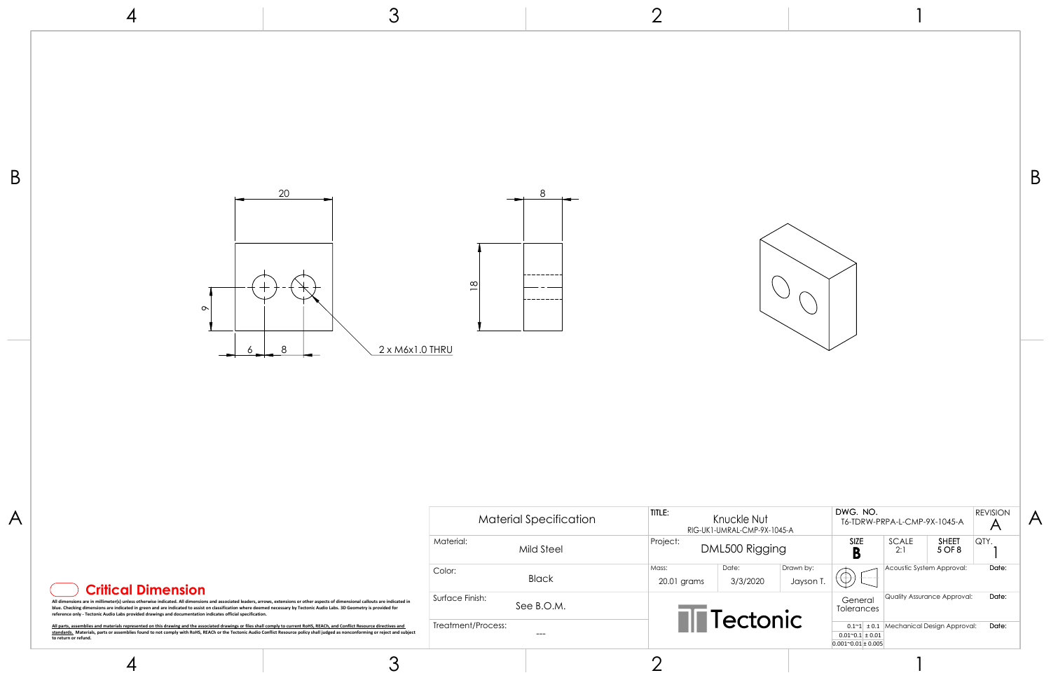20

8

18

9

6

8

2 x M6x1.0 THRU

**Critical Dimension**

All dimensions are in millimeter(s) unless otherwise indicated. All dimensions and associated leaders, arrows, extensions or other aspects of dimensional callouts are indicated in blue. Checking dimensions are indicated in green and are indicated to assist on classification where deemed necessary by Tectonic Audio Labs. 3D Geometry is provided for reference only - Tectonic Audio Labs provided drawings and documentation indicates official specification.

All parts, assemblies and materials represented on this drawing and the associated drawings or files shall comply to current RoHS, REACh, and Conflict Resource directives and standards. Materials, parts or assemblies found to not comply with RoHS, REACh or the Tectonic Audio Conflict Resource policy shall judged as nonconforming or reject and subject to return or refund.

| Material Specification | | TITLE: Knuckle Nut<br>RIG-UK1-UMRAL-CMP-9X-1045-A | | | DWG. NO.<br>T6-TDRW-PRPA-L-CMP-9X-1045-A | | | REVISION<br>A |
|---|---|---|---|---|---|---|---|---|
| Material: | Mild Steel | Project: DML500 Rigging | | | SIZE<br>B | SCALE<br>2:1 | SHEET<br>5 OF 8 | QTY.<br>1 |
| Color: | Black | Mass:<br>20.01 grams | Date:<br>3/3/2020 | Drawn by:<br>Jayson T. | | Acoustic System Approval: | | Date: |
| Surface Finish: | See B.O.M. | Tectonic | | | General Tolerances | Quality Assurance Approval: | | Date: |
| Treatment/Process: | --- | | | | 0.1~1 ± 0.1<br>0.01~0.1 ± 0.01<br>0.001~0.01 ± 0.005 | Mechanical Design Approval: | | Date: |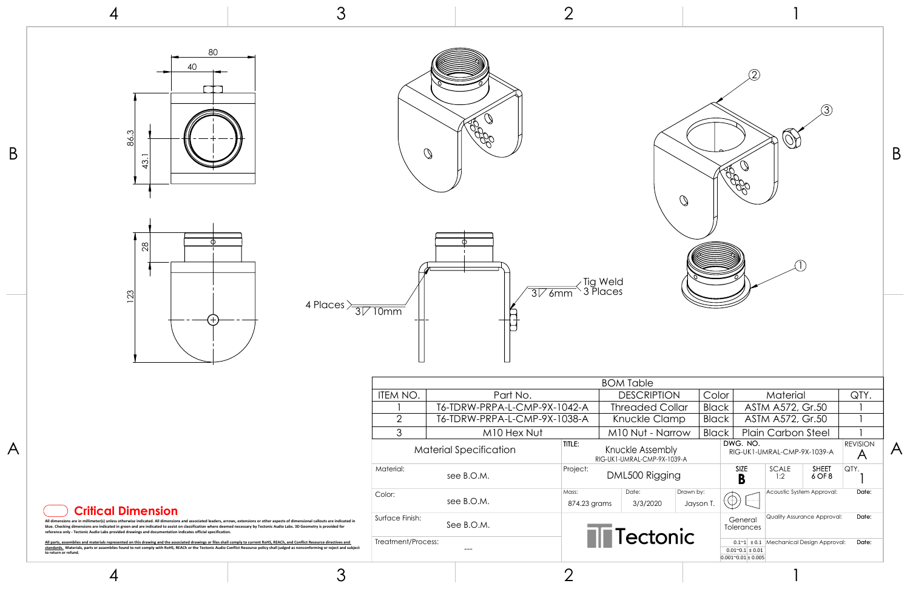80

40

86.3

43.1

28

123

4 Places 3 10mm

3 6mm

Tig Weld
3 Places

2

3

1

| BOM Table | | | | | |
|---|---|---|---|---|---|
| ITEM NO. | Part No. | DESCRIPTION | Color | Material | QTY. |
| 1 | T6-TDRW-PRPA-L-CMP-9X-1042-A | Threaded Collar | Black | ASTM A572, Gr.50 | 1 |
| 2 | T6-TDRW-PRPA-L-CMP-9X-1038-A | Knuckle Clamp | Black | ASTM A572, Gr.50 | 1 |
| 3 | M10 Hex Nut | M10 Nut - Narrow | Black | Plain Carbon Steel | 1 |

| Material Specification | |
|---|---|
| Material: | see B.O.M. |
| Color: | see B.O.M. |
| Surface Finish: | See B.O.M. |
| Treatment/Process: | --- |

TITLE: Knuckle Assembly
RIG-UK1-UMRAL-CMP-9X-1039-A

Project: DML500 Rigging

Mass: 874.23 grams

Date: 3/3/2020

Drawn by: Jayson T.

DWG. NO. RIG-UK1-UMRAL-CMP-9X-1039-A

REVISION A

SIZE B

SCALE 1:2

SHEET 6 OF 8

QTY. 1

Acoustic System Approval: Date:

Quality Assurance Approval: Date:

Mechanical Design Approval: Date:

General Tolerances

| | |
|---|---|
| 0.1~1 | ± 0.1 |
| 0.01~0.1 | ± 0.01 |
| 0.001~0.01 | ± 0.005 |

Tectonic

**Critical Dimension**

All dimensions are in millimeter(s) unless otherwise indicated. All dimensions and associated leaders, arrows, extensions or other aspects of dimensional callouts are indicated in blue. Checking dimensions are indicated in green and are indicated to assist on classification where deemed necessary by Tectonic Audio Labs. 3D Geometry is provided for reference only - Tectonic Audio Labs provided drawings and documentation indicates official specification.

All parts, assemblies and materials represented on this drawing and the associated drawings or files shall comply to current RoHS, REACh, and Conflict Resource directives and standards. Materials, parts or assemblies found to not comply with RoHS, REACH or the Tectonic Audio Conflict Resource policy shall judged as nonconforming or reject and subject to return or refund.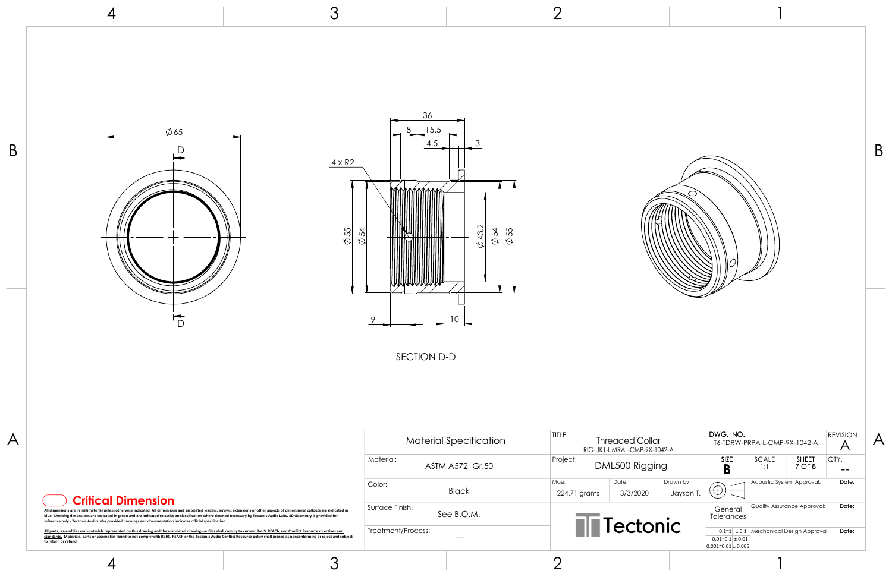Ø 65

D

D

36

8 15.5

4.5 3

4 x R2

Ø 55 Ø 54

Ø 43.2 Ø 54 Ø 55

9 10

SECTION D-D

Critical Dimension

All dimensions are in millimeter(s) unless otherwise indicated. All dimensions and associated leaders, arrows, extensions or other aspects of dimensional callouts are indicated in blue. Checking dimensions are indicated in green and are indicated to assist on classification where deemed necessary by Tectonic Audio Labs. 3D Geometry is provided for reference only - Tectonic Audio Labs provided drawings and documentation indicates official specification.

All parts, assemblies and materials represented on this drawing and the associated drawings or files shall comply to current RoHS, REACh, and Conflict Resource directives and standards. Materials, parts or assemblies found to not comply with RoHS, REACH or the Tectonic Audio Conflict Resource policy shall judged as nonconforming or reject and subject to return or refund.

| Material Specification | |
|---|---|
| Material: | ASTM A572, Gr.50 |
| Color: | Black |
| Surface Finish: | See B.O.M. |
| Treatment/Process: | --- |

| TITLE: | Threaded Collar RIG-UK1-UMRAL-CMP-9X-1042-A | |
|---|---|---|
| Project: | DML500 Rigging | |
| Mass: 224.71 grams | Date: 3/3/2020 | Drawn by: Jayson T. |
| Tectonic | | |

| DWG. NO. | T6-TDRW-PRPA-L-CMP-9X-1042-A | | REVISION A |
|---|---|---|---|
| SIZE B | SCALE 1:1 | SHEET 7 OF 8 | QTY. -- |
| | Acoustic System Approval: | | Date: |
| General Tolerances | Quality Assurance Approval: | | Date: |
| 0.1~1 ± 0.1; 0.01~0.1 ± 0.01; 0.001~0.01 ± 0.005 | Mechanical Design Approval: | | Date: |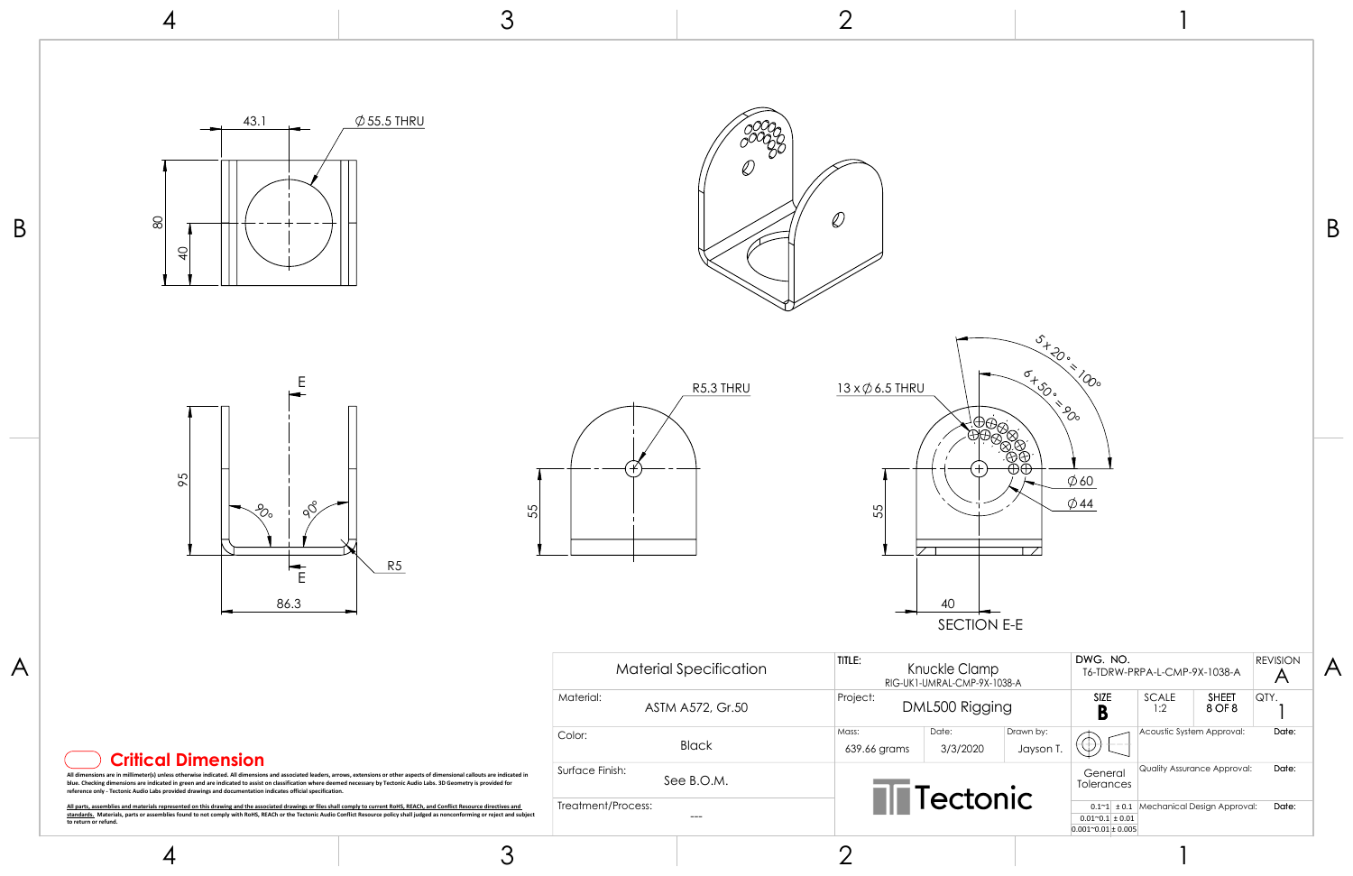43.1

⌀55.5 THRU

80

40

E

95

90°

90°

R5

E

86.3

R5.3 THRU

55

13 x ⌀6.5 THRU

5 x 20° = 100°

6 x 50° = 90°

⌀60

⌀44

55

40

SECTION E-E

| | | | | | | | |
|---|---|---|---|---|---|---|---|
| Material Specification | | TITLE: Knuckle Clamp RIG-UK1-UMRAL-CMP-9X-1038-A | | | DWG. NO. T6-TDRW-PRPA-L-CMP-9X-1038-A | | REVISION A |
| Material: | ASTM A572, Gr.50 | Project: DML500 Rigging | | | SIZE B | SCALE 1:2 | SHEET 8 OF 8 | QTY. 1 |
| Color: | Black | Mass: 639.66 grams | Date: 3/3/2020 | Drawn by: Jayson T. | | Acoustic System Approval: | Date: |
| Surface Finish: | See B.O.M. | Tectonic | | | General Tolerances | Quality Assurance Approval: | Date: |
| Treatment/Process: | --- | | | | 0.1~1 ± 0.1; 0.01~0.1 ± 0.01; 0.001~0.01 ± 0.005 | Mechanical Design Approval: | Date: |

**Critical Dimension**

All dimensions are in millimeter(s) unless otherwise indicated. All dimensions and associated leaders, arrows, extensions or other aspects of dimensional callouts are indicated in blue. Checking dimensions are indicated in green and are indicated to assist on classification where deemed necessary by Tectonic Audio Labs. 3D Geometry is provided for reference only - Tectonic Audio Labs provided drawings and documentation indicates official specification.

All parts, assemblies and materials represented on this drawing and the associated drawings or files shall comply to current RoHS, REACh, and Conflict Resource directives and standards. Materials, parts or assemblies found to not comply with RoHS, REACh or the Tectonic Audio Conflict Resource policy shall judged as nonconforming or reject and subject to return or refund.